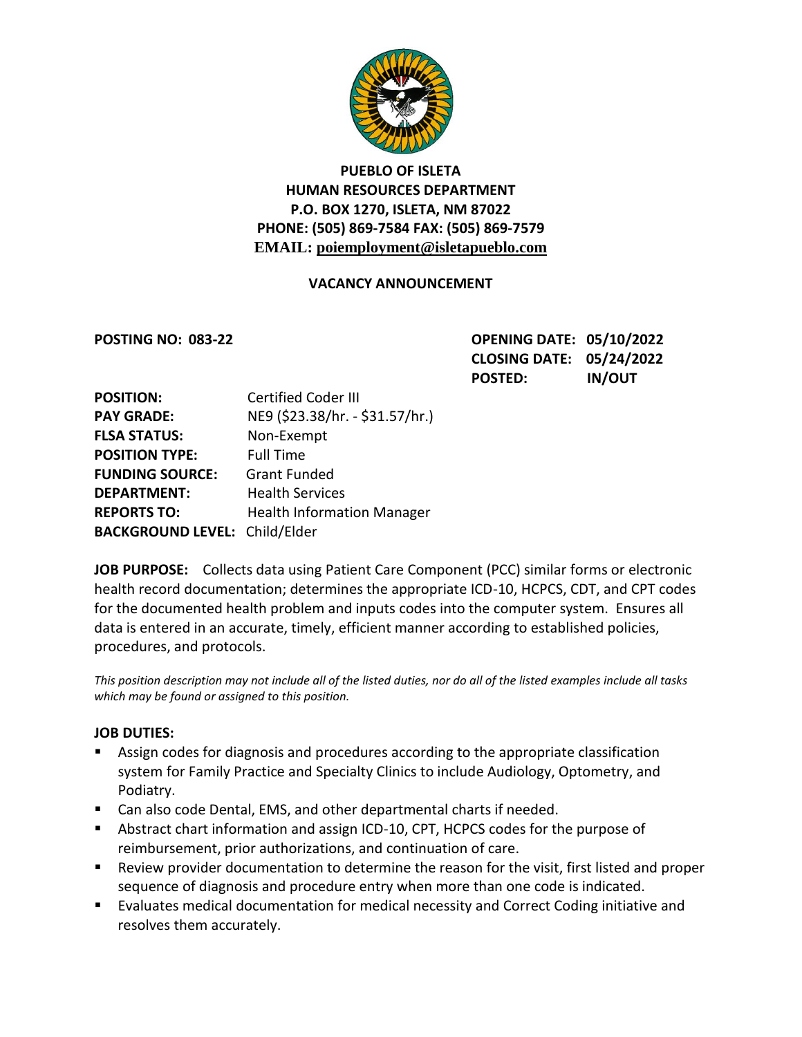**PUEBLO OF ISLETA**
**HUMAN RESOURCES DEPARTMENT**
**P.O. BOX 1270, ISLETA, NM 87022**
**PHONE: (505) 869-7584 FAX: (505) 869-7579**
**EMAIL: poiemployment@isletapueblo.com**

## VACANCY ANNOUNCEMENT

**POSTING NO: 083-22**

**OPENING DATE: 05/10/2022**
**CLOSING DATE: 05/24/2022**
**POSTED: IN/OUT**

**POSITION:** Certified Coder III
**PAY GRADE:** NE9 ($23.38/hr. - $31.57/hr.)
**FLSA STATUS:** Non-Exempt
**POSITION TYPE:** Full Time
**FUNDING SOURCE:** Grant Funded
**DEPARTMENT:** Health Services
**REPORTS TO:** Health Information Manager
**BACKGROUND LEVEL:** Child/Elder

**JOB PURPOSE:** Collects data using Patient Care Component (PCC) similar forms or electronic health record documentation; determines the appropriate ICD-10, HCPCS, CDT, and CPT codes for the documented health problem and inputs codes into the computer system. Ensures all data is entered in an accurate, timely, efficient manner according to established policies, procedures, and protocols.

*This position description may not include all of the listed duties, nor do all of the listed examples include all tasks which may be found or assigned to this position.*

**JOB DUTIES:**

- Assign codes for diagnosis and procedures according to the appropriate classification system for Family Practice and Specialty Clinics to include Audiology, Optometry, and Podiatry.
- Can also code Dental, EMS, and other departmental charts if needed.
- Abstract chart information and assign ICD-10, CPT, HCPCS codes for the purpose of reimbursement, prior authorizations, and continuation of care.
- Review provider documentation to determine the reason for the visit, first listed and proper sequence of diagnosis and procedure entry when more than one code is indicated.
- Evaluates medical documentation for medical necessity and Correct Coding initiative and resolves them accurately.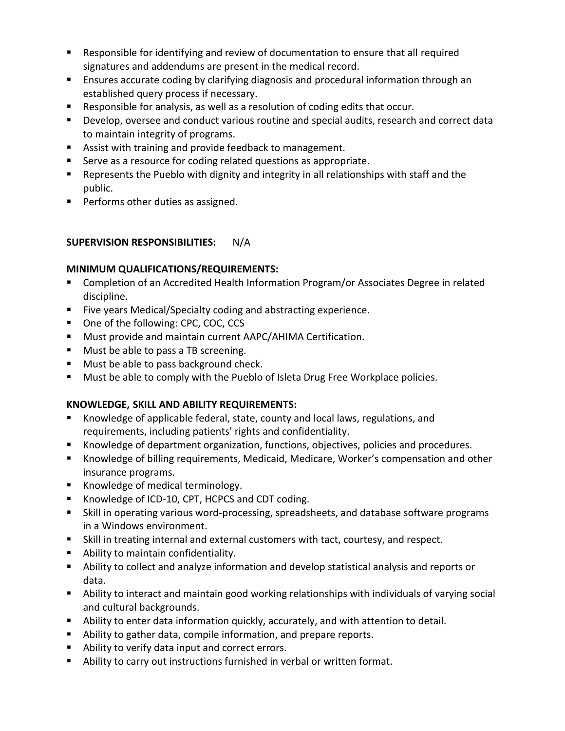- Responsible for identifying and review of documentation to ensure that all required signatures and addendums are present in the medical record.
- Ensures accurate coding by clarifying diagnosis and procedural information through an established query process if necessary.
- Responsible for analysis, as well as a resolution of coding edits that occur.
- Develop, oversee and conduct various routine and special audits, research and correct data to maintain integrity of programs.
- Assist with training and provide feedback to management.
- Serve as a resource for coding related questions as appropriate.
- Represents the Pueblo with dignity and integrity in all relationships with staff and the public.
- Performs other duties as assigned.

**SUPERVISION RESPONSIBILITIES:** N/A

**MINIMUM QUALIFICATIONS/REQUIREMENTS:**

- Completion of an Accredited Health Information Program/or Associates Degree in related discipline.
- Five years Medical/Specialty coding and abstracting experience.
- One of the following: CPC, COC, CCS
- Must provide and maintain current AAPC/AHIMA Certification.
- Must be able to pass a TB screening.
- Must be able to pass background check.
- Must be able to comply with the Pueblo of Isleta Drug Free Workplace policies.

**KNOWLEDGE, SKILL AND ABILITY REQUIREMENTS:**

- Knowledge of applicable federal, state, county and local laws, regulations, and requirements, including patients' rights and confidentiality.
- Knowledge of department organization, functions, objectives, policies and procedures.
- Knowledge of billing requirements, Medicaid, Medicare, Worker's compensation and other insurance programs.
- Knowledge of medical terminology.
- Knowledge of ICD-10, CPT, HCPCS and CDT coding.
- Skill in operating various word-processing, spreadsheets, and database software programs in a Windows environment.
- Skill in treating internal and external customers with tact, courtesy, and respect.
- Ability to maintain confidentiality.
- Ability to collect and analyze information and develop statistical analysis and reports or data.
- Ability to interact and maintain good working relationships with individuals of varying social and cultural backgrounds.
- Ability to enter data information quickly, accurately, and with attention to detail.
- Ability to gather data, compile information, and prepare reports.
- Ability to verify data input and correct errors.
- Ability to carry out instructions furnished in verbal or written format.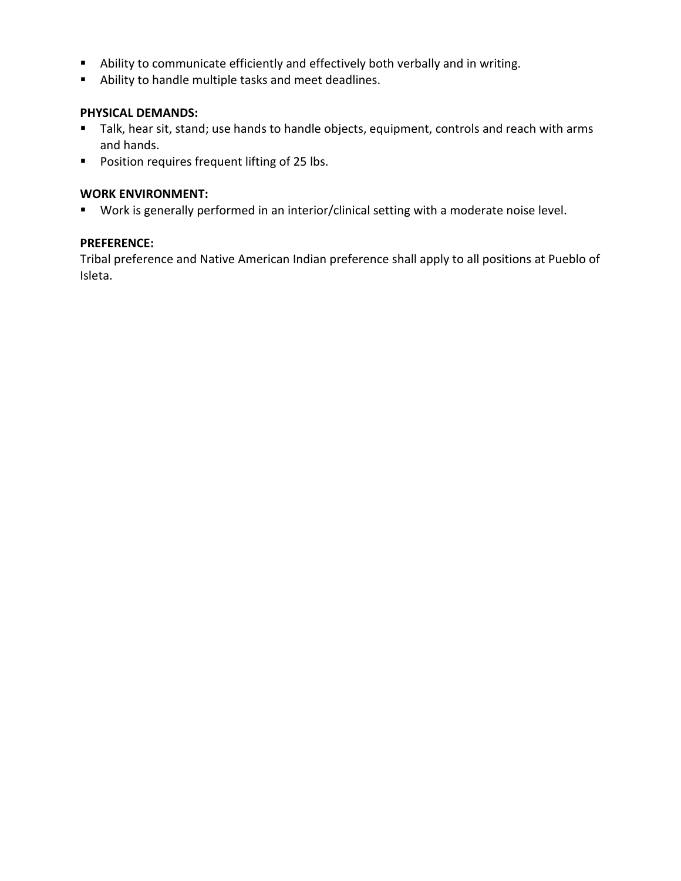- Ability to communicate efficiently and effectively both verbally and in writing.
- Ability to handle multiple tasks and meet deadlines.

**PHYSICAL DEMANDS:**

- Talk, hear sit, stand; use hands to handle objects, equipment, controls and reach with arms and hands.
- Position requires frequent lifting of 25 lbs.

**WORK ENVIRONMENT:**

- Work is generally performed in an interior/clinical setting with a moderate noise level.

**PREFERENCE:**

Tribal preference and Native American Indian preference shall apply to all positions at Pueblo of Isleta.